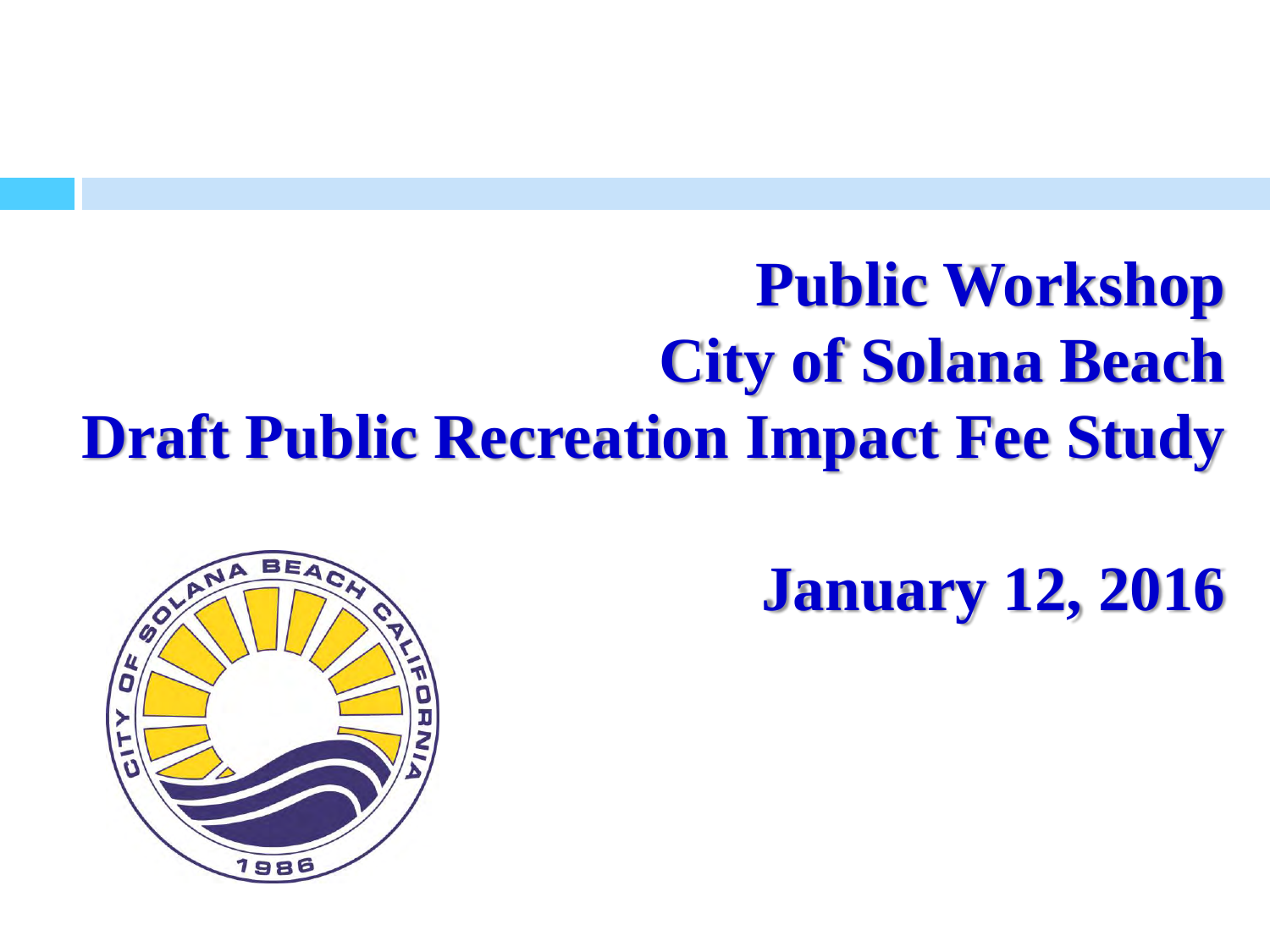# Public Workshop
# City of Solana Beach
# Draft Public Recreation Impact Fee Study

**January 12, 2016**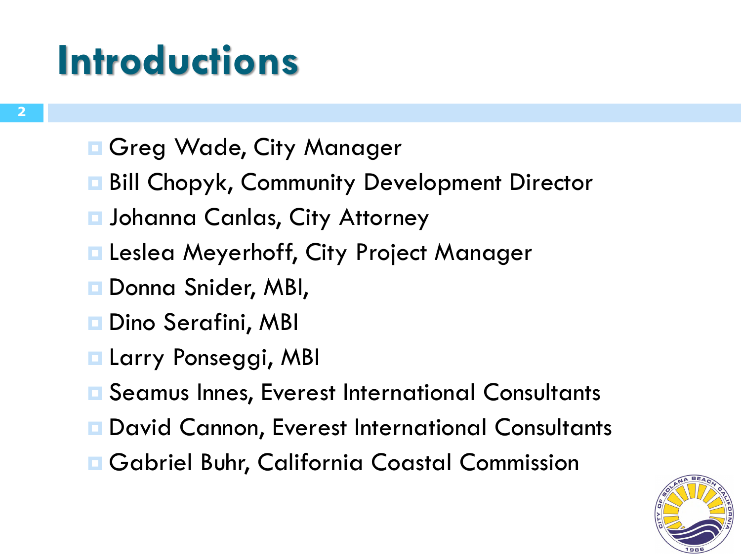# Introductions

- Greg Wade, City Manager
- Bill Chopyk, Community Development Director
- Johanna Canlas, City Attorney
- Leslea Meyerhoff, City Project Manager
- Donna Snider, MBI,
- Dino Serafini, MBI
- Larry Ponseggi, MBI
- Seamus Innes, Everest International Consultants
- David Cannon, Everest International Consultants
- Gabriel Buhr, California Coastal Commission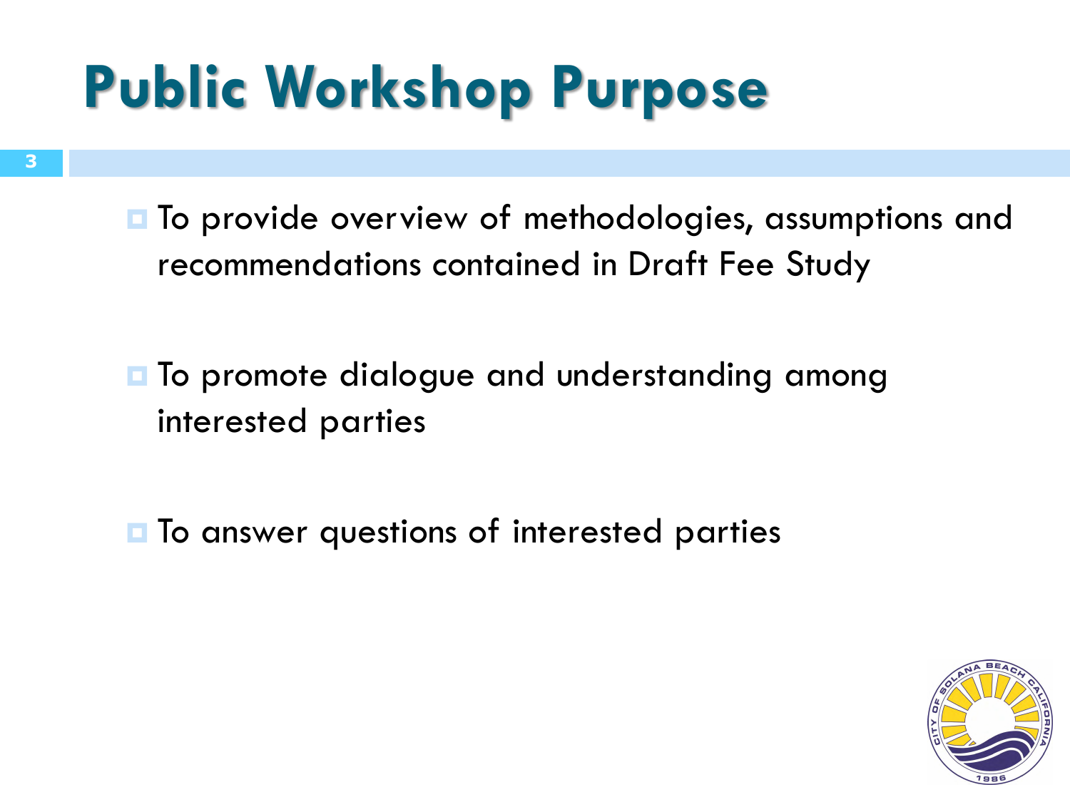# Public Workshop Purpose

- To provide overview of methodologies, assumptions and recommendations contained in Draft Fee Study
- To promote dialogue and understanding among interested parties
- To answer questions of interested parties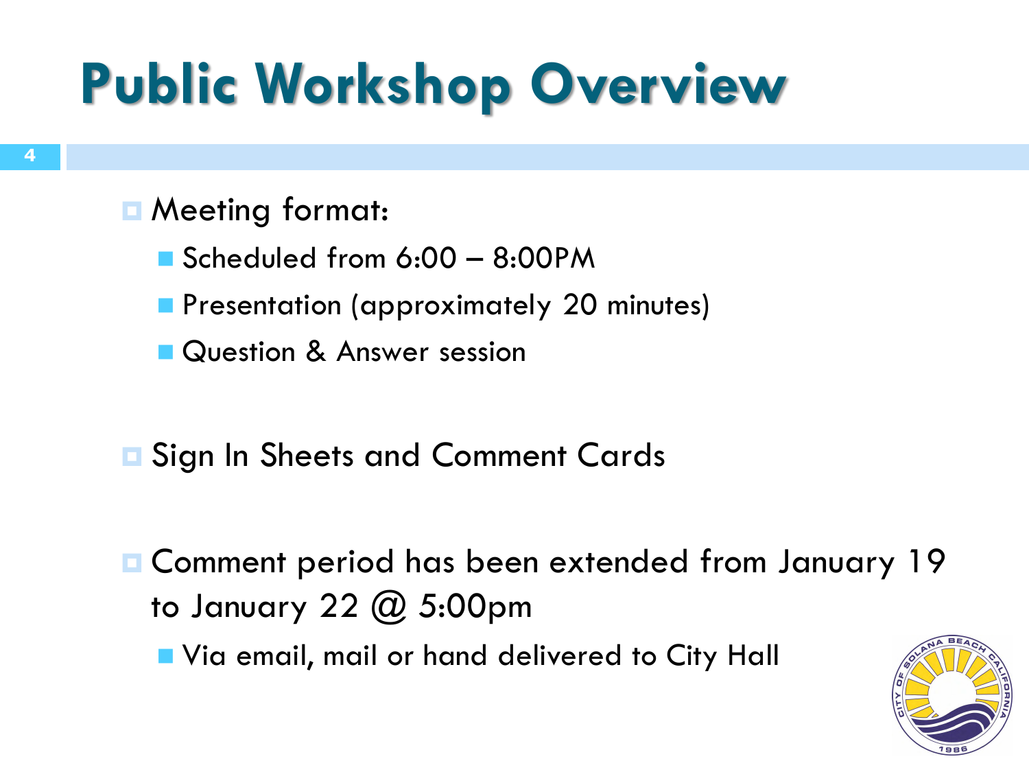# Public Workshop Overview

- Meeting format:
  - Scheduled from 6:00 – 8:00PM
  - Presentation (approximately 20 minutes)
  - Question & Answer session

- Sign In Sheets and Comment Cards

- Comment period has been extended from January 19 to January 22 @ 5:00pm
  - Via email, mail or hand delivered to City Hall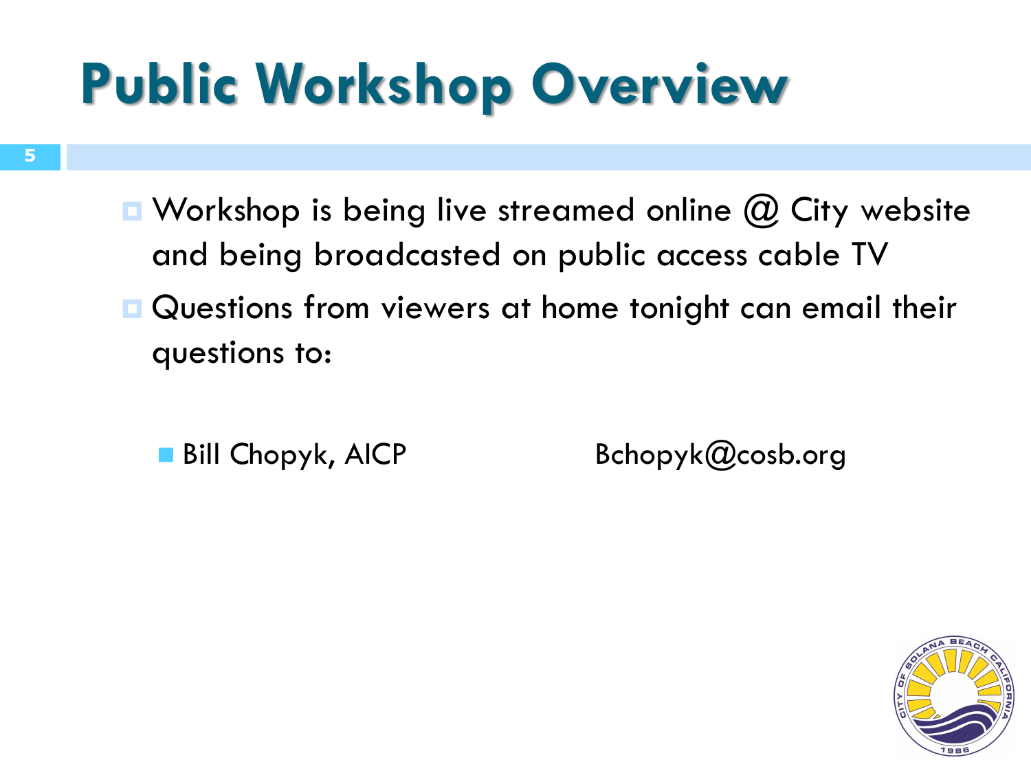# Public Workshop Overview

- Workshop is being live streamed online @ City website and being broadcasted on public access cable TV
- Questions from viewers at home tonight can email their questions to:
  - Bill Chopyk, AICP Bchopyk@cosb.org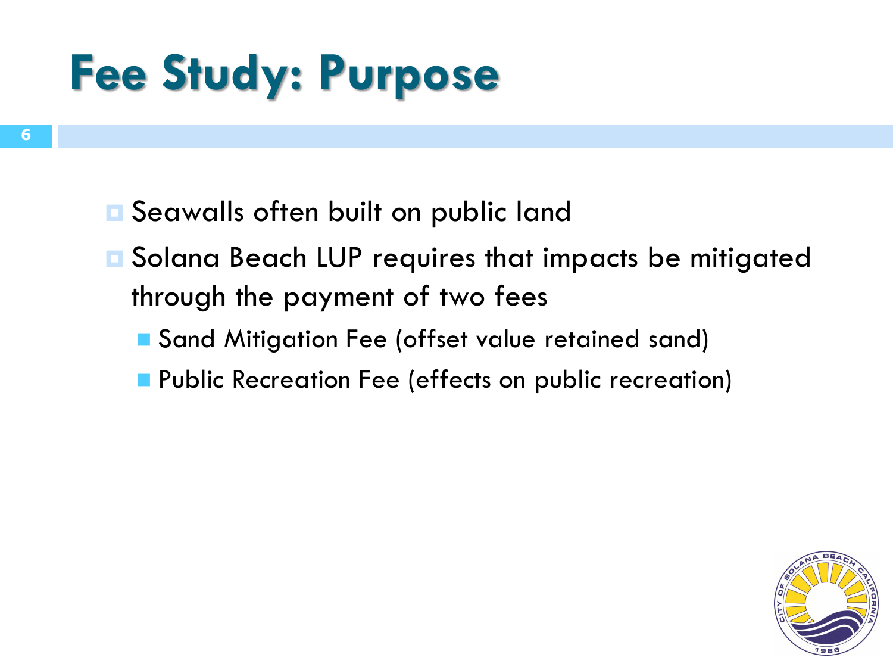# Fee Study: Purpose

- Seawalls often built on public land
- Solana Beach LUP requires that impacts be mitigated through the payment of two fees
  - Sand Mitigation Fee (offset value retained sand)
  - Public Recreation Fee (effects on public recreation)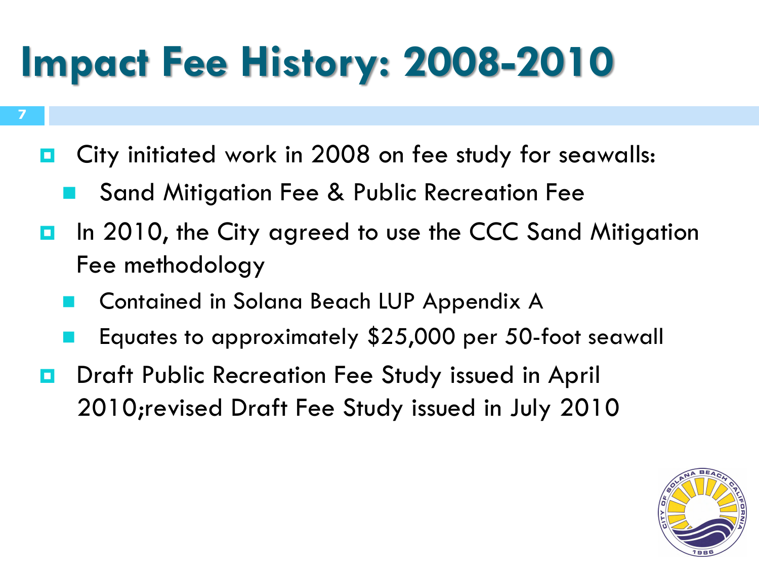# Impact Fee History: 2008-2010

- City initiated work in 2008 on fee study for seawalls:
  - Sand Mitigation Fee & Public Recreation Fee
- In 2010, the City agreed to use the CCC Sand Mitigation Fee methodology
  - Contained in Solana Beach LUP Appendix A
  - Equates to approximately $25,000 per 50-foot seawall
- Draft Public Recreation Fee Study issued in April 2010;revised Draft Fee Study issued in July 2010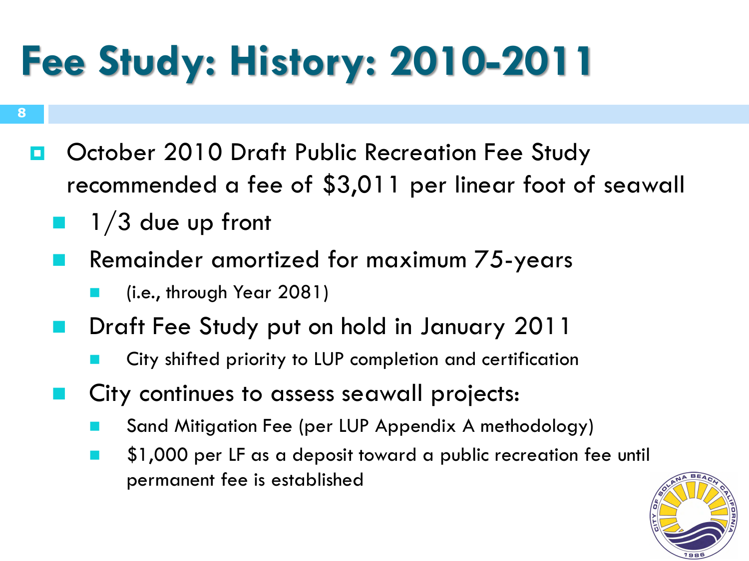# Fee Study: History: 2010-2011

- October 2010 Draft Public Recreation Fee Study recommended a fee of $3,011 per linear foot of seawall
  - 1/3 due up front
  - Remainder amortized for maximum 75-years
    - (i.e., through Year 2081)
  - Draft Fee Study put on hold in January 2011
    - City shifted priority to LUP completion and certification
  - City continues to assess seawall projects:
    - Sand Mitigation Fee (per LUP Appendix A methodology)
    - $1,000 per LF as a deposit toward a public recreation fee until permanent fee is established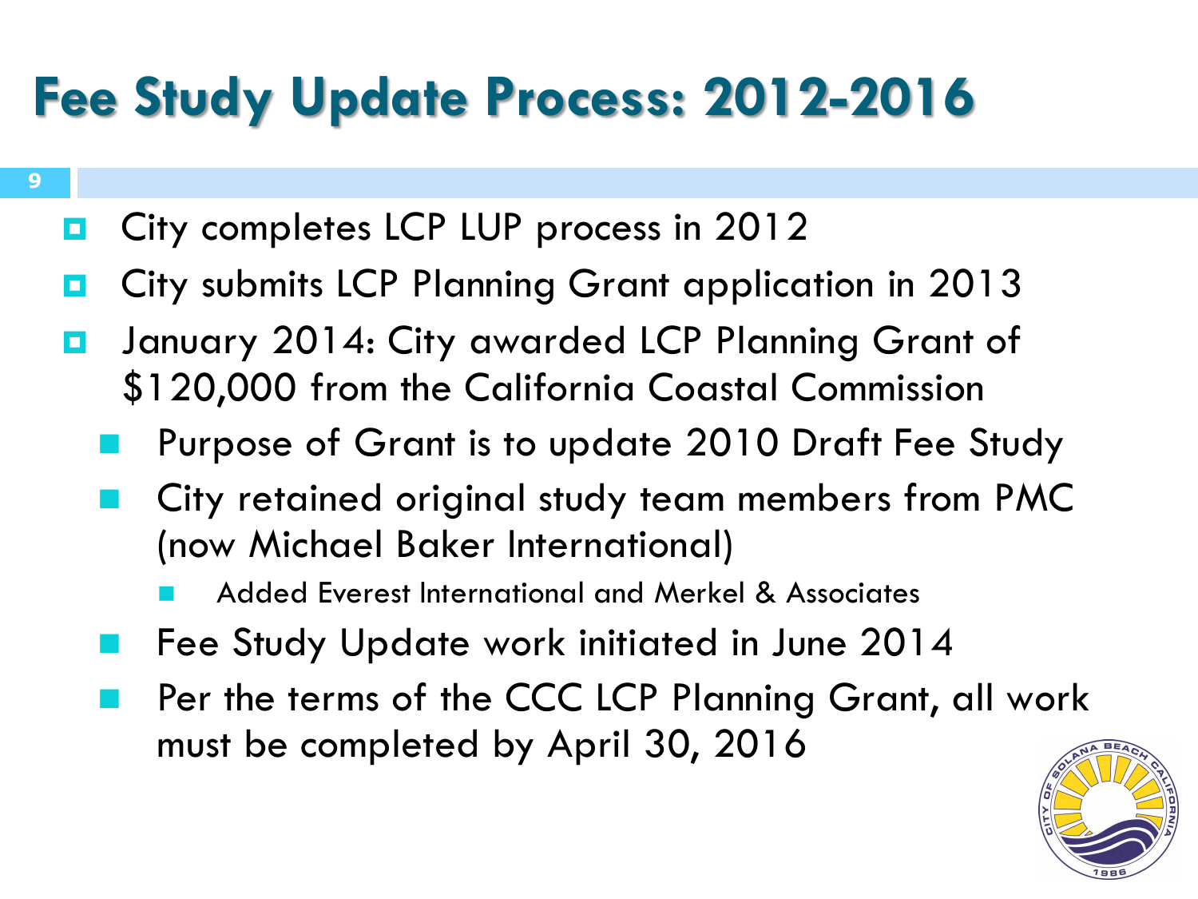# Fee Study Update Process: 2012-2016

- City completes LCP LUP process in 2012
- City submits LCP Planning Grant application in 2013
- January 2014: City awarded LCP Planning Grant of $120,000 from the California Coastal Commission
  - Purpose of Grant is to update 2010 Draft Fee Study
  - City retained original study team members from PMC (now Michael Baker International)
    - Added Everest International and Merkel & Associates
  - Fee Study Update work initiated in June 2014
  - Per the terms of the CCC LCP Planning Grant, all work must be completed by April 30, 2016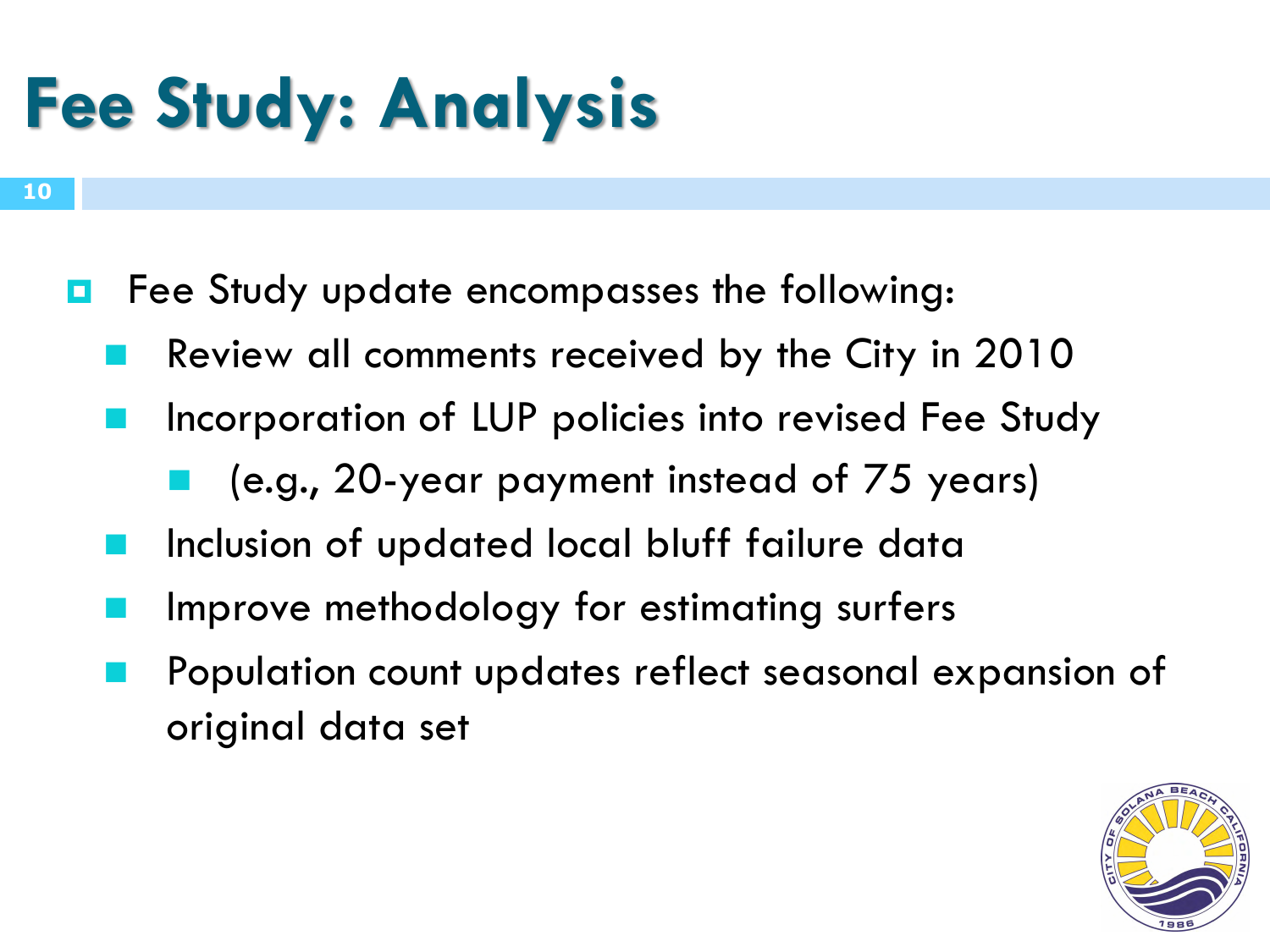# Fee Study: Analysis

- Fee Study update encompasses the following:
  - Review all comments received by the City in 2010
  - Incorporation of LUP policies into revised Fee Study
    - (e.g., 20-year payment instead of 75 years)
  - Inclusion of updated local bluff failure data
  - Improve methodology for estimating surfers
  - Population count updates reflect seasonal expansion of original data set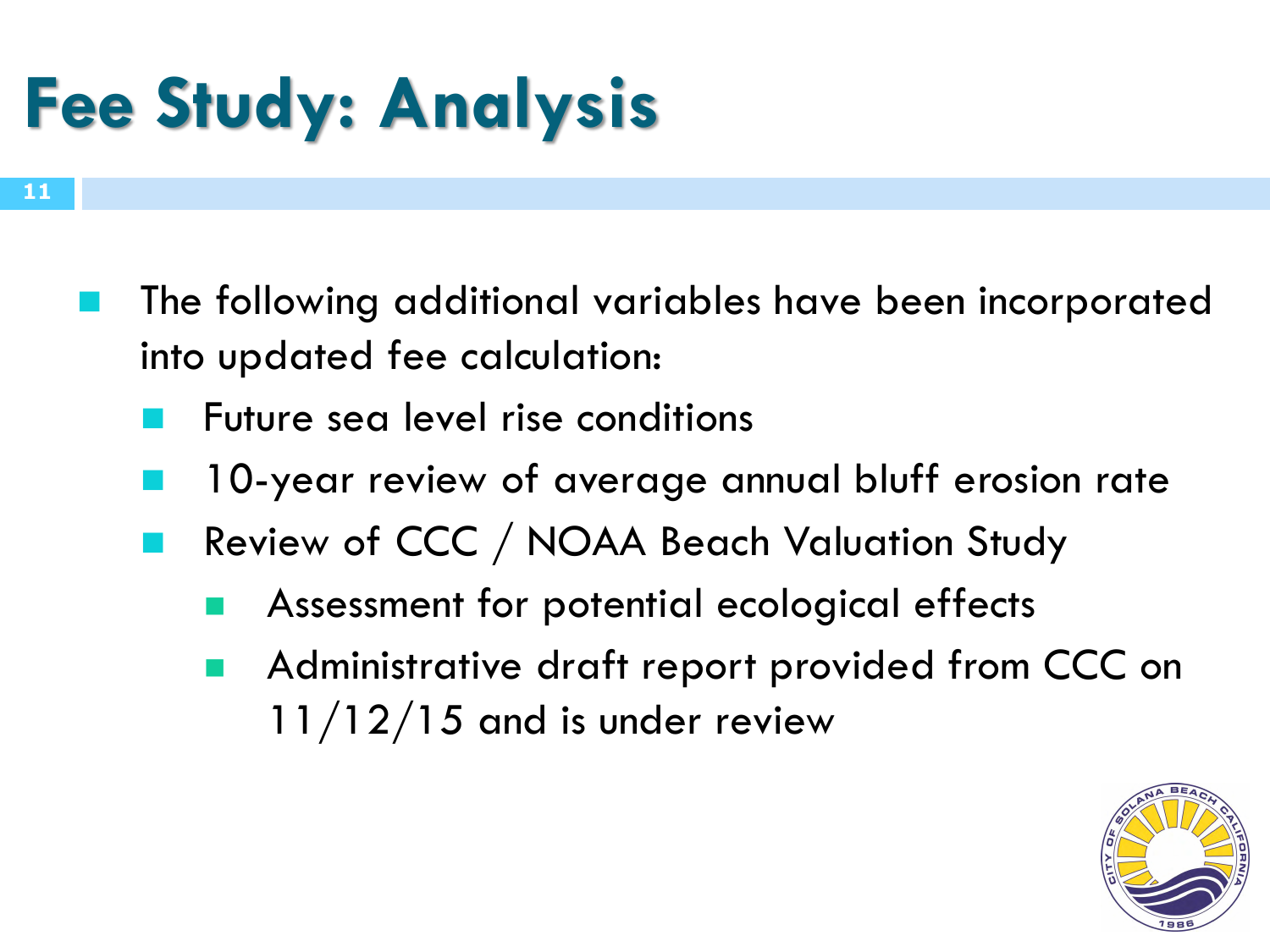# Fee Study: Analysis

- The following additional variables have been incorporated into updated fee calculation:
  - Future sea level rise conditions
  - 10-year review of average annual bluff erosion rate
  - Review of CCC / NOAA Beach Valuation Study
    - Assessment for potential ecological effects
    - Administrative draft report provided from CCC on 11/12/15 and is under review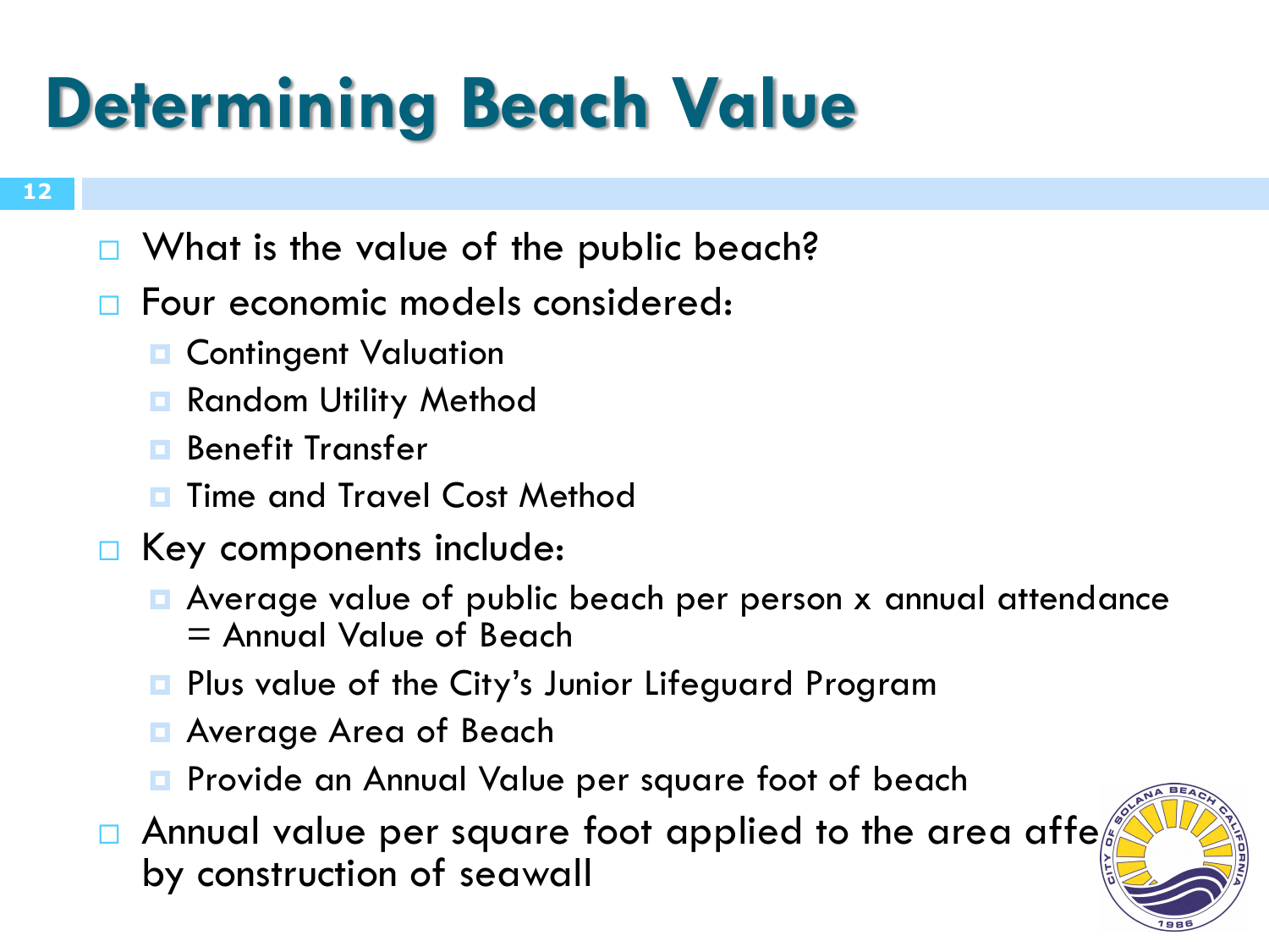# Determining Beach Value

- What is the value of the public beach?
- Four economic models considered:
  - Contingent Valuation
  - Random Utility Method
  - Benefit Transfer
  - Time and Travel Cost Method
- Key components include:
  - Average value of public beach per person x annual attendance = Annual Value of Beach
  - Plus value of the City's Junior Lifeguard Program
  - Average Area of Beach
  - Provide an Annual Value per square foot of beach
- Annual value per square foot applied to the area affe by construction of seawall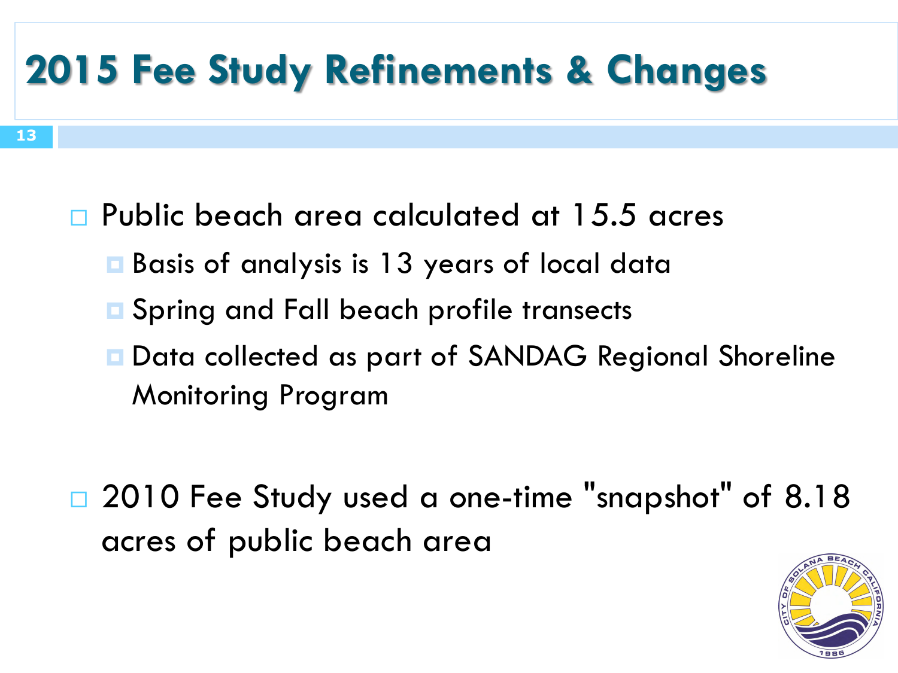# 2015 Fee Study Refinements & Changes

- Public beach area calculated at 15.5 acres
  - Basis of analysis is 13 years of local data
  - Spring and Fall beach profile transects
  - Data collected as part of SANDAG Regional Shoreline Monitoring Program

- 2010 Fee Study used a one-time "snapshot" of 8.18 acres of public beach area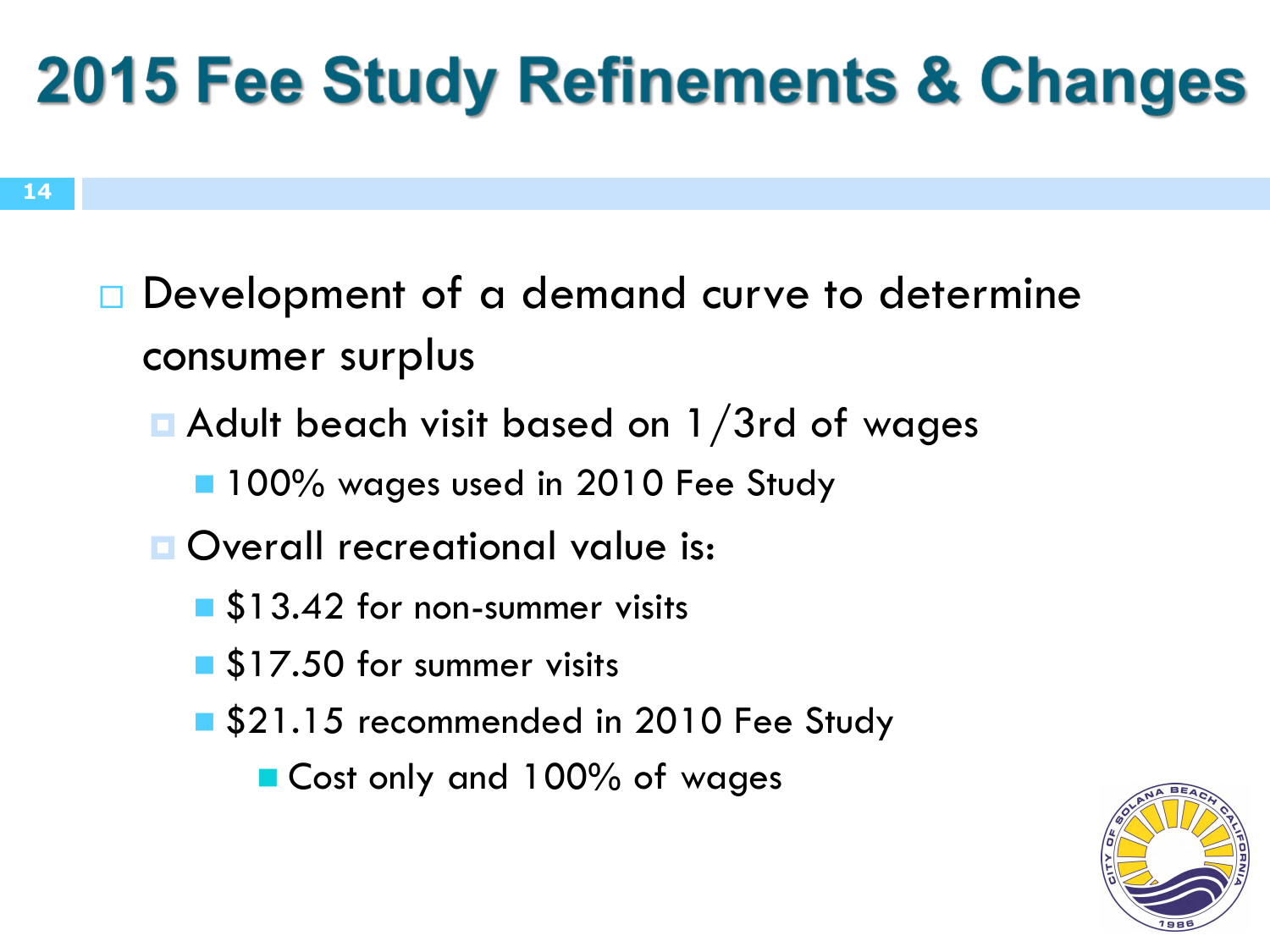# 2015 Fee Study Refinements & Changes

- Development of a demand curve to determine consumer surplus
  - Adult beach visit based on 1/3rd of wages
    - 100% wages used in 2010 Fee Study
  - Overall recreational value is:
    - $13.42 for non-summer visits
    - $17.50 for summer visits
    - $21.15 recommended in 2010 Fee Study
      - Cost only and 100% of wages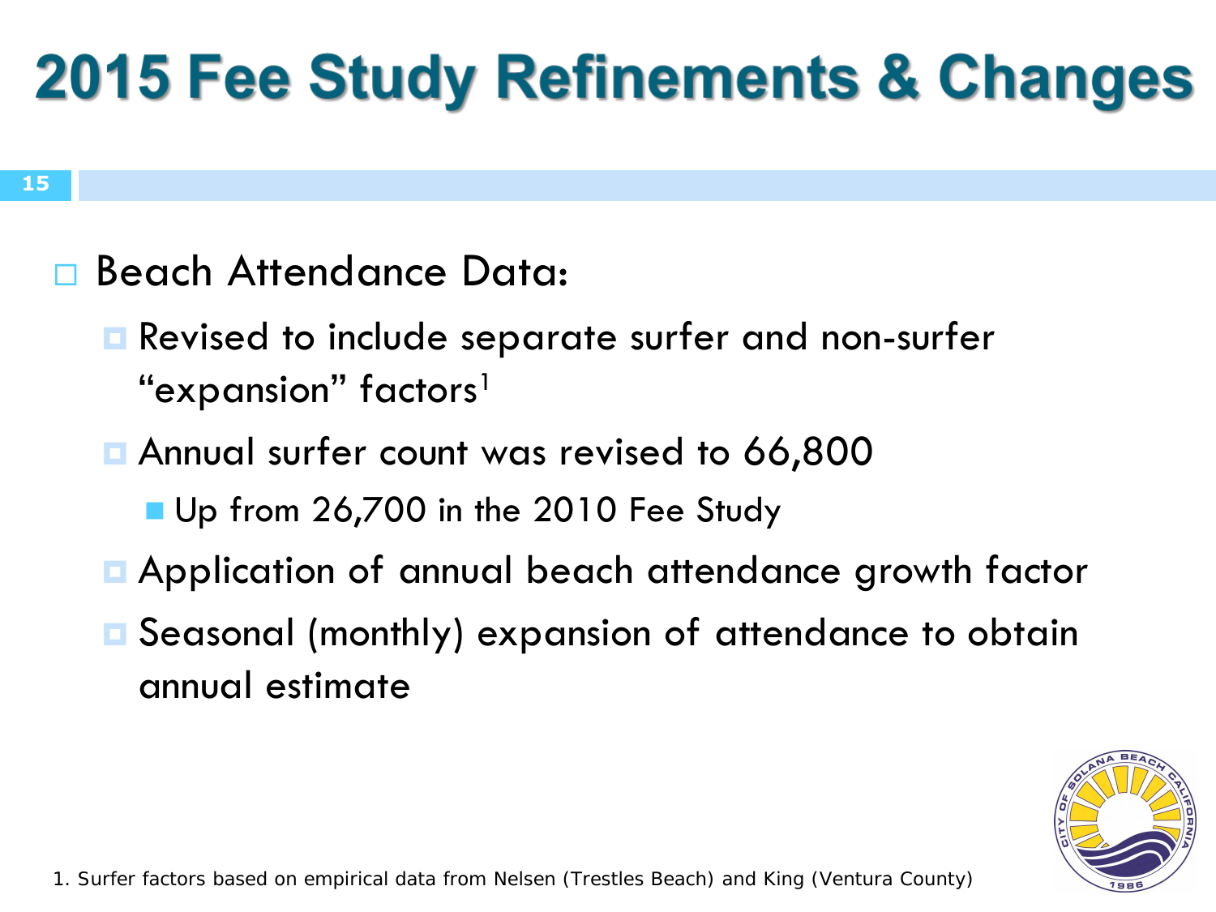# 2015 Fee Study Refinements & Changes

- Beach Attendance Data:
  - Revised to include separate surfer and non-surfer "expansion" factors[1]
  - Annual surfer count was revised to 66,800
    - Up from 26,700 in the 2010 Fee Study
  - Application of annual beach attendance growth factor
  - Seasonal (monthly) expansion of attendance to obtain annual estimate

1. Surfer factors based on empirical data from Nelsen (Trestles Beach) and King (Ventura County)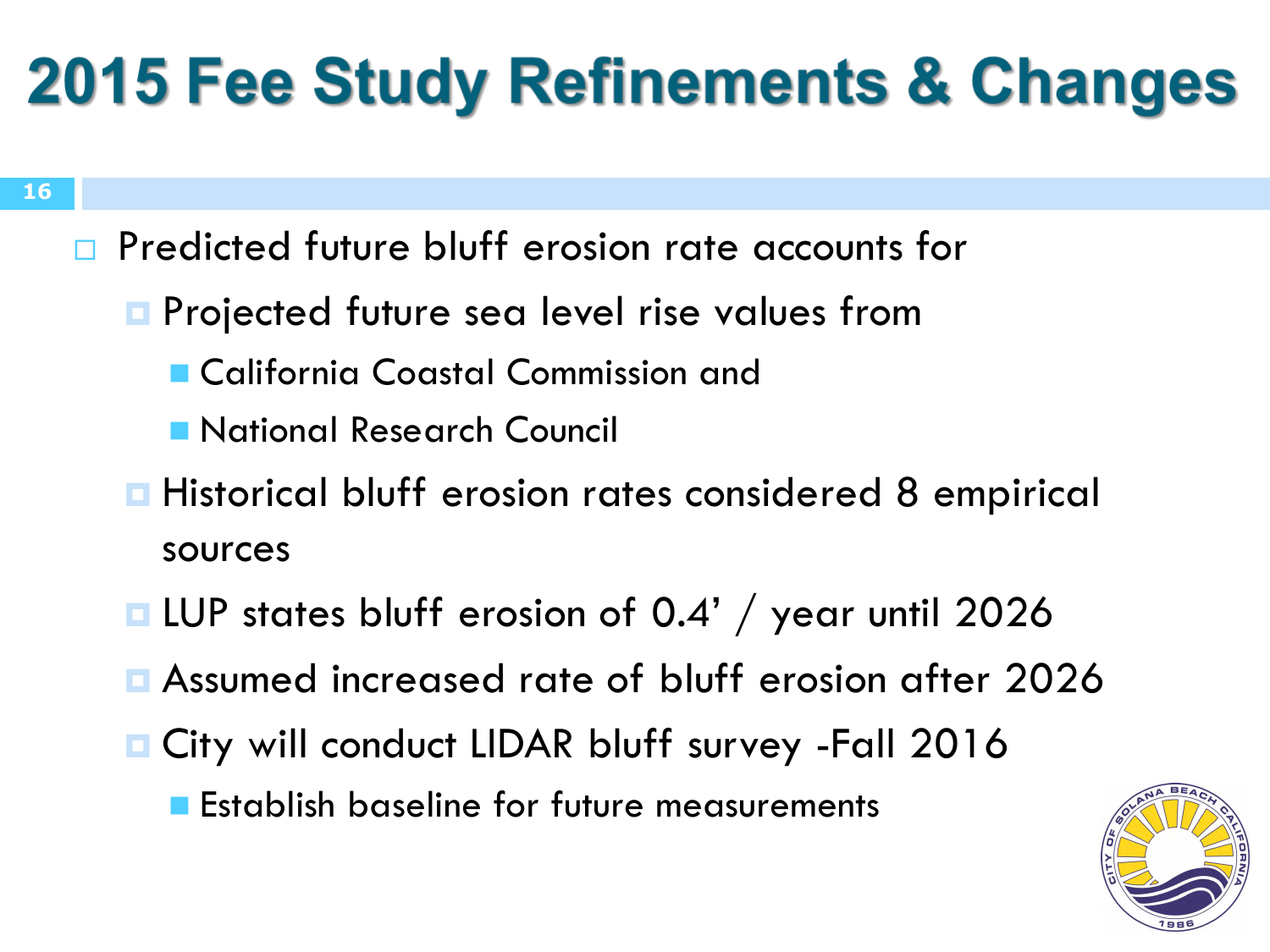# 2015 Fee Study Refinements & Changes

- Predicted future bluff erosion rate accounts for
  - Projected future sea level rise values from
    - California Coastal Commission and
    - National Research Council
  - Historical bluff erosion rates considered 8 empirical sources
  - LUP states bluff erosion of 0.4' / year until 2026
  - Assumed increased rate of bluff erosion after 2026
  - City will conduct LIDAR bluff survey -Fall 2016
    - Establish baseline for future measurements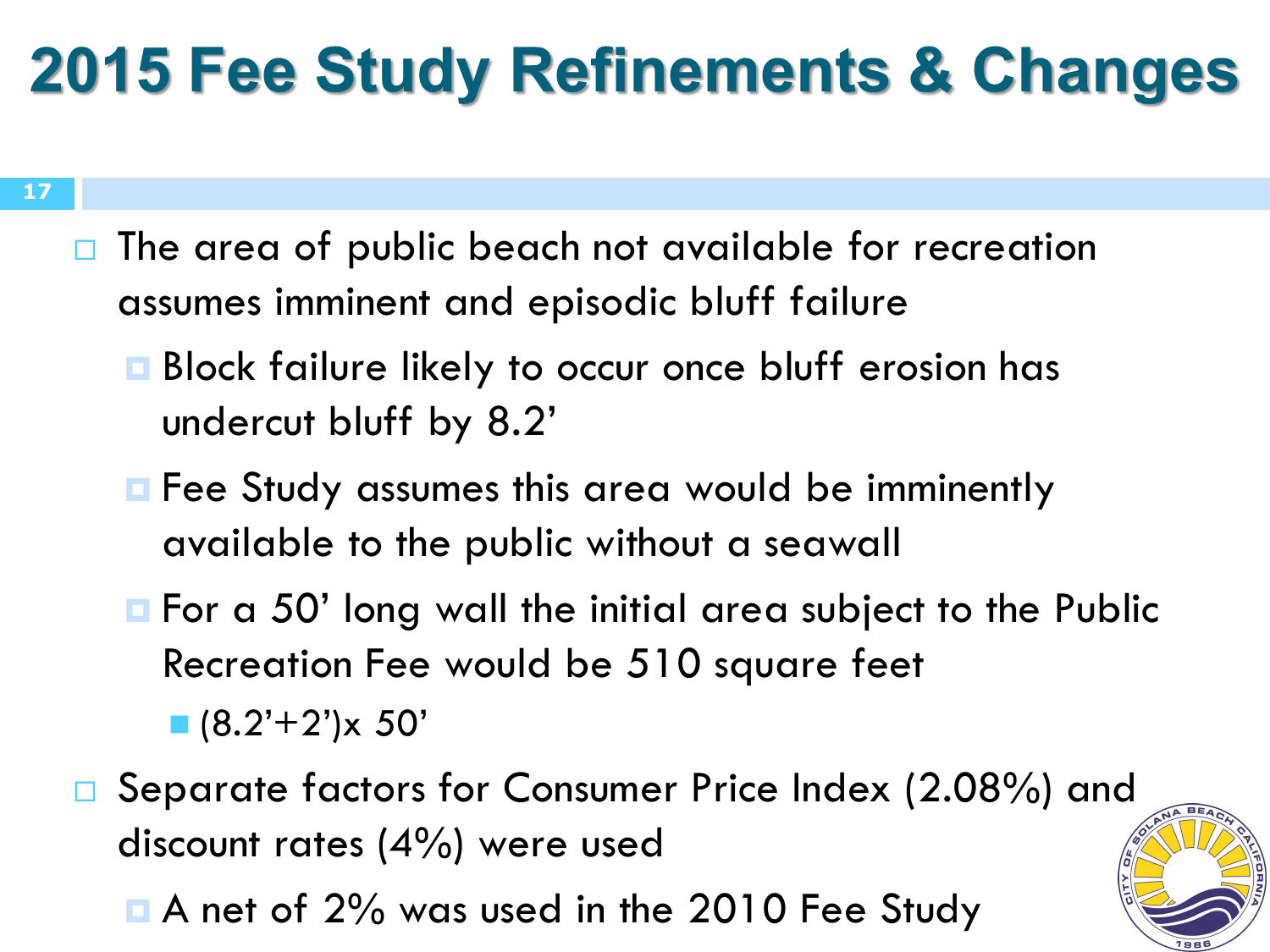# 2015 Fee Study Refinements & Changes

- The area of public beach not available for recreation assumes imminent and episodic bluff failure
  - Block failure likely to occur once bluff erosion has undercut bluff by 8.2’
  - Fee Study assumes this area would be imminently available to the public without a seawall
  - For a 50’ long wall the initial area subject to the Public Recreation Fee would be 510 square feet
    - (8.2’+2’)x 50’
- Separate factors for Consumer Price Index (2.08%) and discount rates (4%) were used
  - A net of 2% was used in the 2010 Fee Study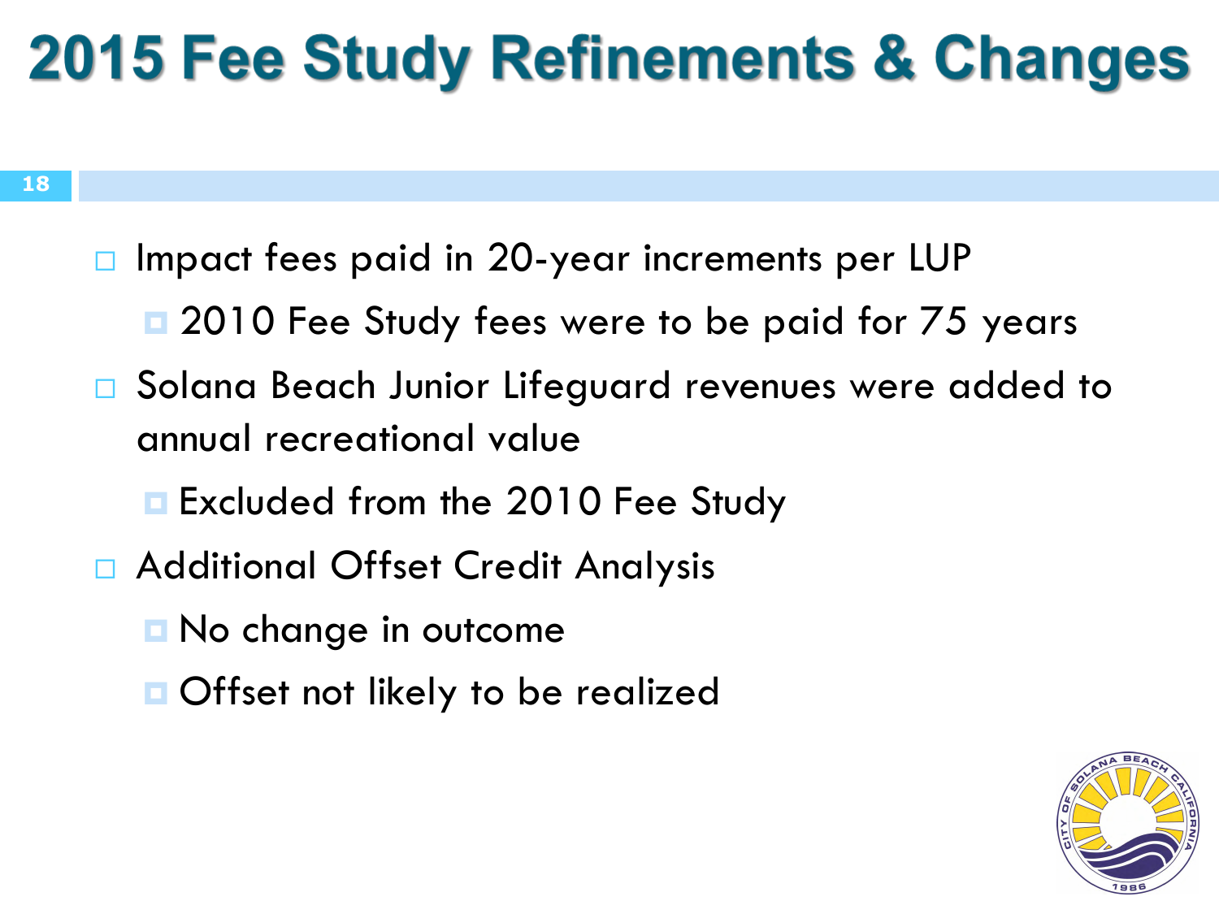# 2015 Fee Study Refinements & Changes

- Impact fees paid in 20-year increments per LUP
  - 2010 Fee Study fees were to be paid for 75 years
- Solana Beach Junior Lifeguard revenues were added to annual recreational value
  - Excluded from the 2010 Fee Study
- Additional Offset Credit Analysis
  - No change in outcome
  - Offset not likely to be realized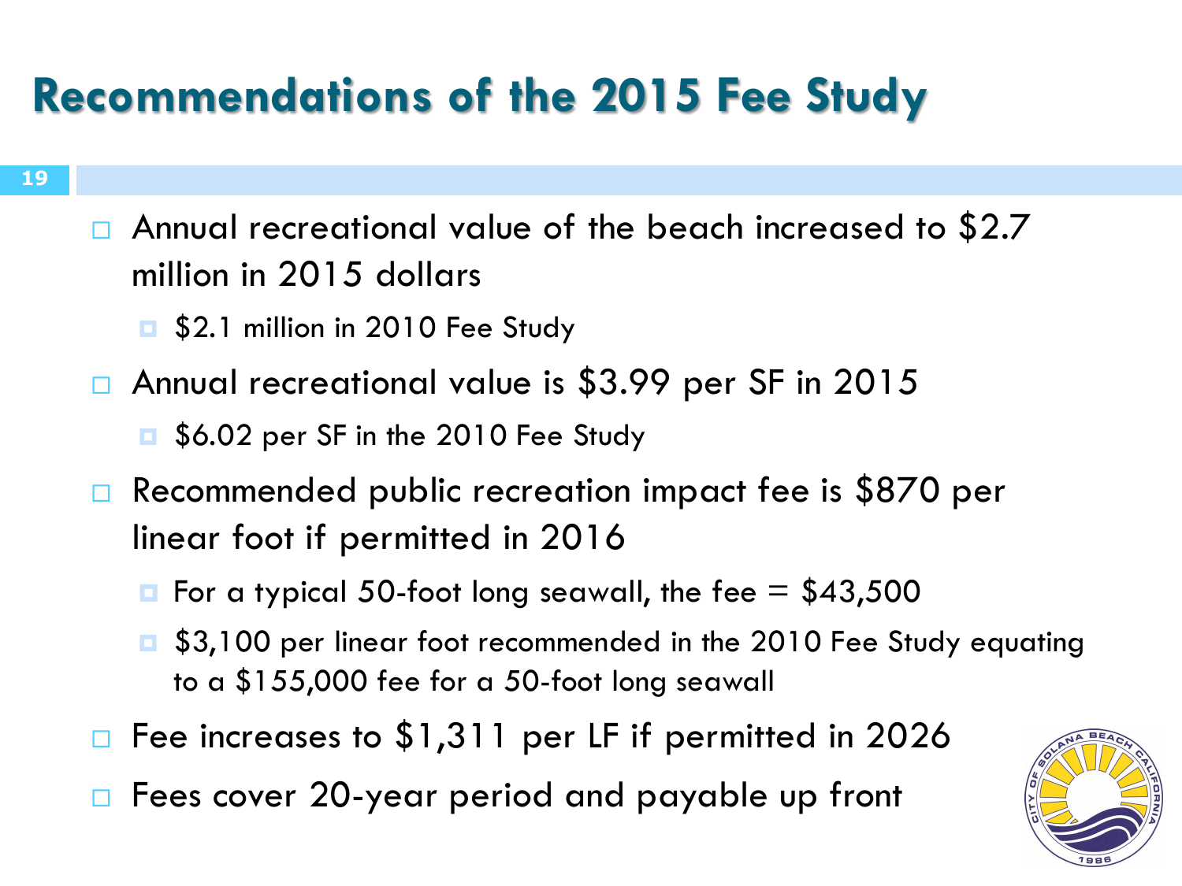# Recommendations of the 2015 Fee Study

- Annual recreational value of the beach increased to $2.7 million in 2015 dollars
  - $2.1 million in 2010 Fee Study
- Annual recreational value is $3.99 per SF in 2015
  - $6.02 per SF in the 2010 Fee Study
- Recommended public recreation impact fee is $870 per linear foot if permitted in 2016
  - For a typical 50-foot long seawall, the fee = $43,500
  - $3,100 per linear foot recommended in the 2010 Fee Study equating to a $155,000 fee for a 50-foot long seawall
- Fee increases to $1,311 per LF if permitted in 2026
- Fees cover 20-year period and payable up front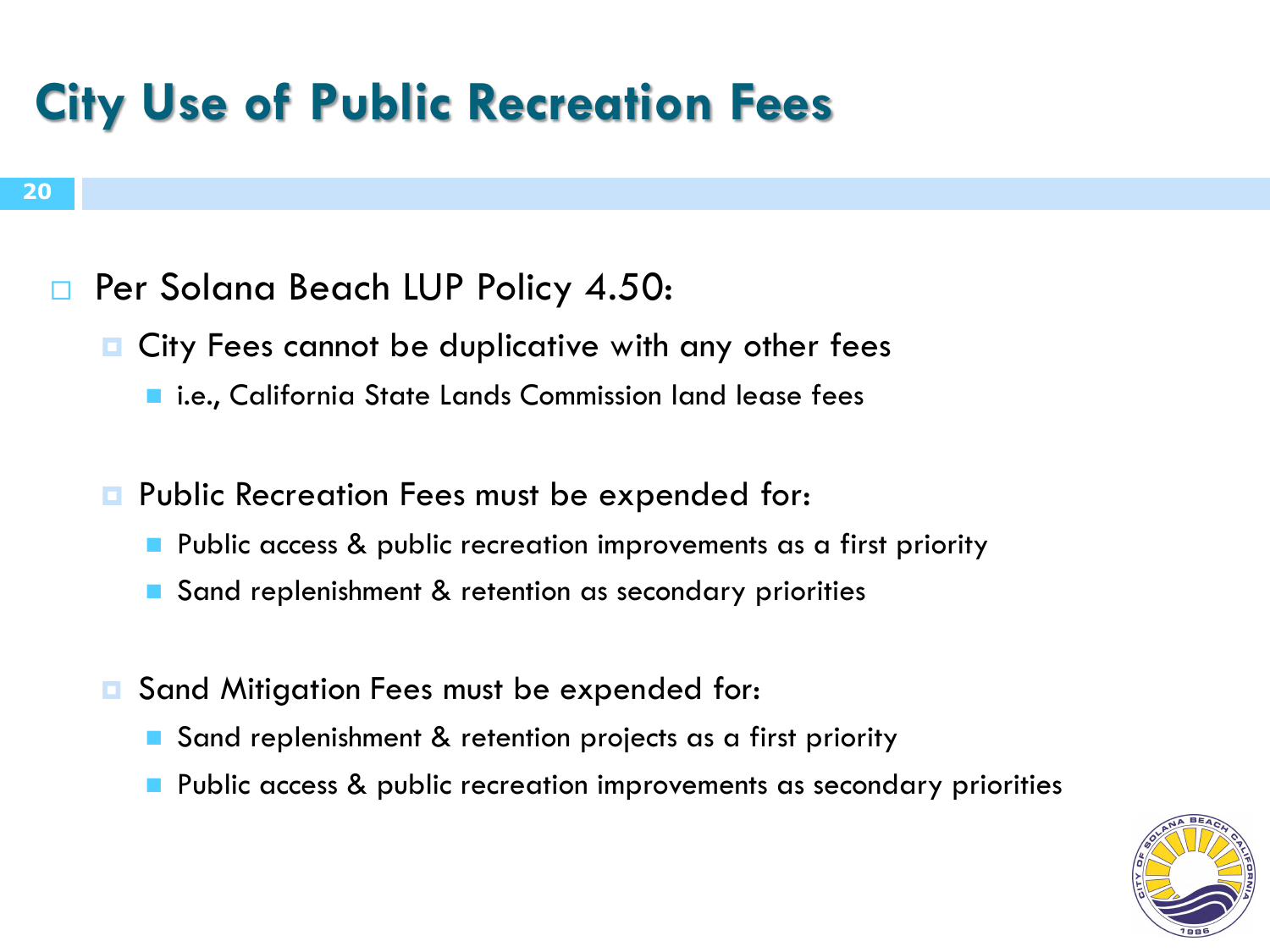# City Use of Public Recreation Fees

- Per Solana Beach LUP Policy 4.50:
  - City Fees cannot be duplicative with any other fees
    - i.e., California State Lands Commission land lease fees
  - Public Recreation Fees must be expended for:
    - Public access & public recreation improvements as a first priority
    - Sand replenishment & retention as secondary priorities
  - Sand Mitigation Fees must be expended for:
    - Sand replenishment & retention projects as a first priority
    - Public access & public recreation improvements as secondary priorities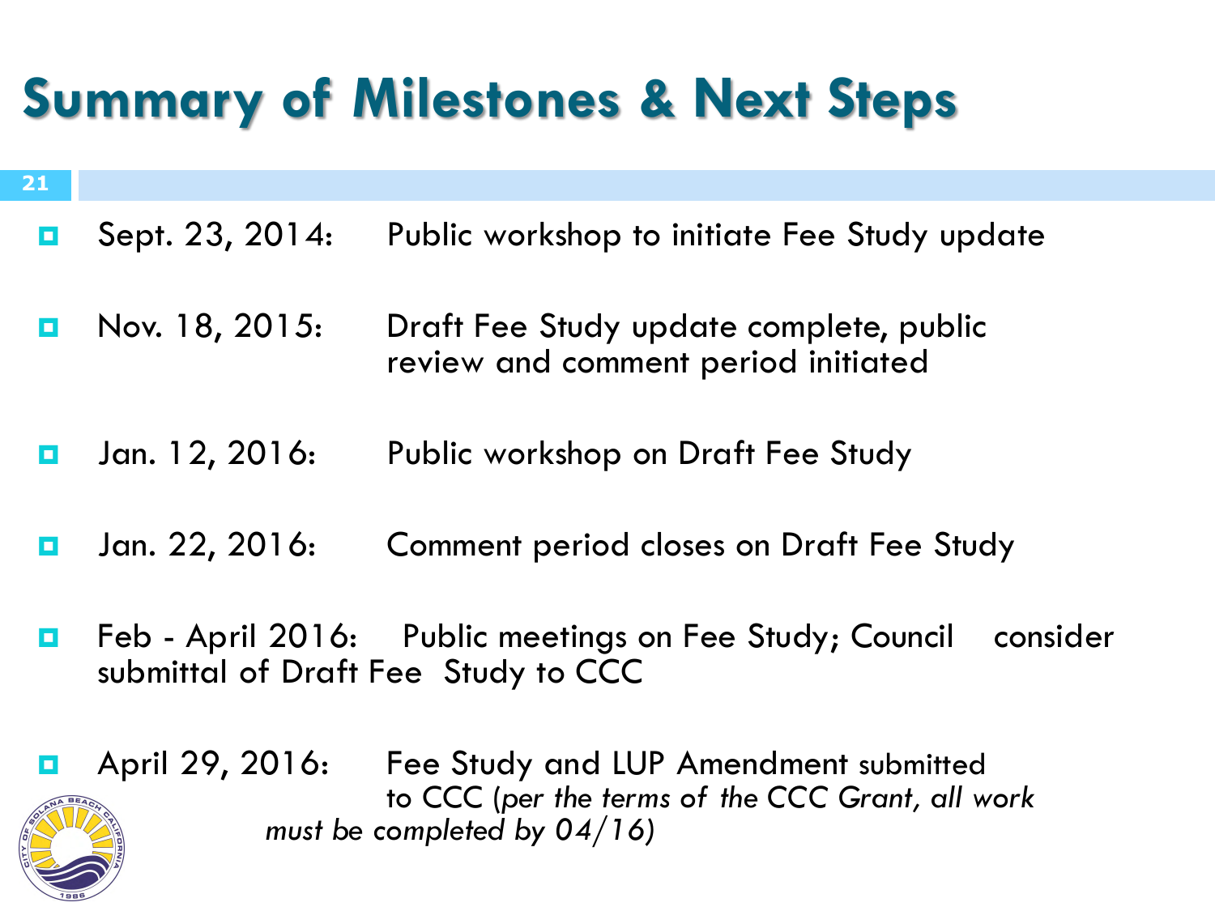# Summary of Milestones & Next Steps

- Sept. 23, 2014: Public workshop to initiate Fee Study update
- Nov. 18, 2015: Draft Fee Study update complete, public review and comment period initiated
- Jan. 12, 2016: Public workshop on Draft Fee Study
- Jan. 22, 2016: Comment period closes on Draft Fee Study
- Feb - April 2016: Public meetings on Fee Study; Council consider submittal of Draft Fee Study to CCC
- April 29, 2016: Fee Study and LUP Amendment submitted to CCC (*per the terms of the CCC Grant, all work must be completed by 04/16)*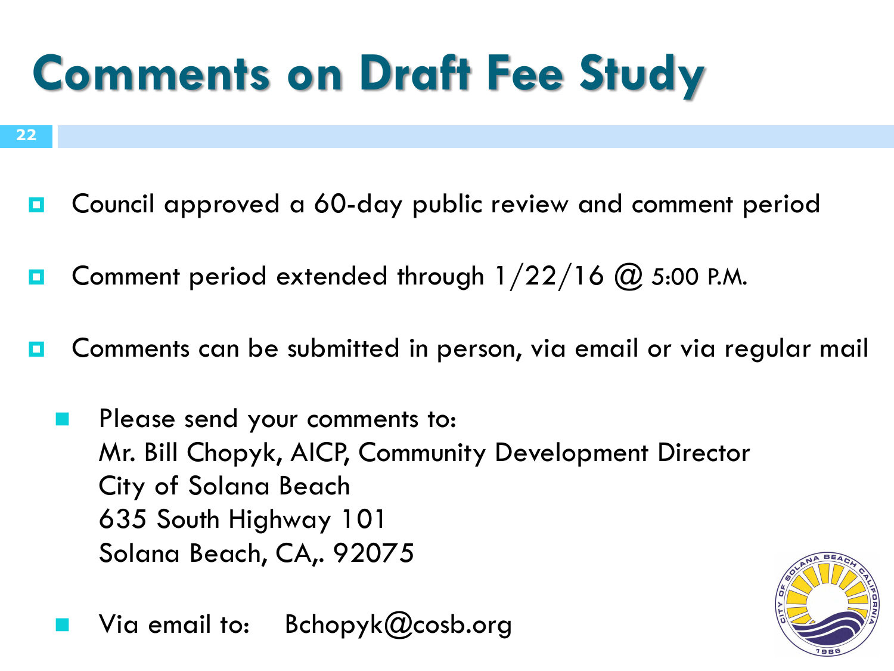# Comments on Draft Fee Study

- Council approved a 60-day public review and comment period
- Comment period extended through 1/22/16 @ 5:00 P.M.
- Comments can be submitted in person, via email or via regular mail
  - Please send your comments to:
    Mr. Bill Chopyk, AICP, Community Development Director
    City of Solana Beach
    635 South Highway 101
    Solana Beach, CA,. 92075
  - Via email to: Bchopyk@cosb.org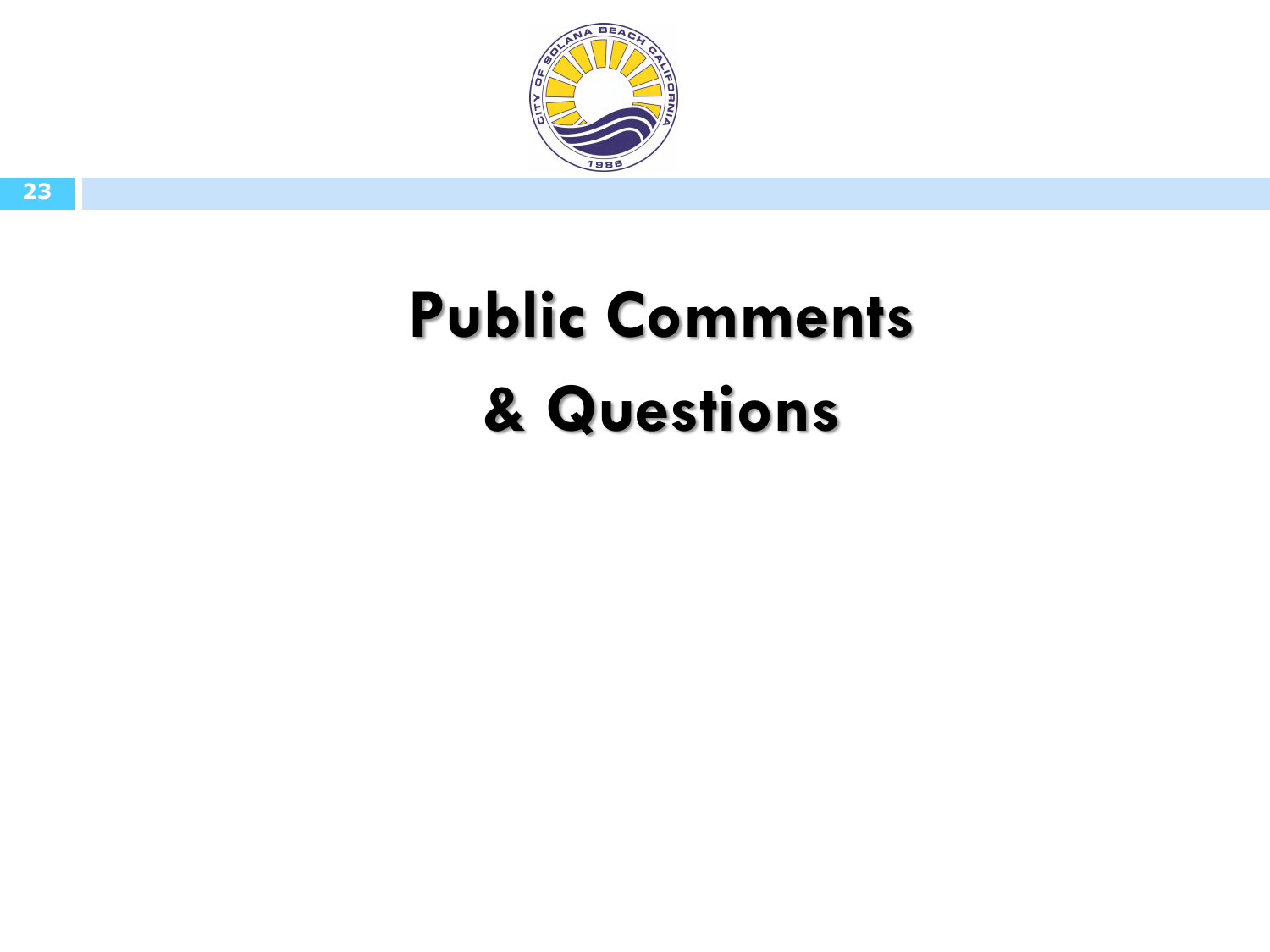# Public Comments & Questions